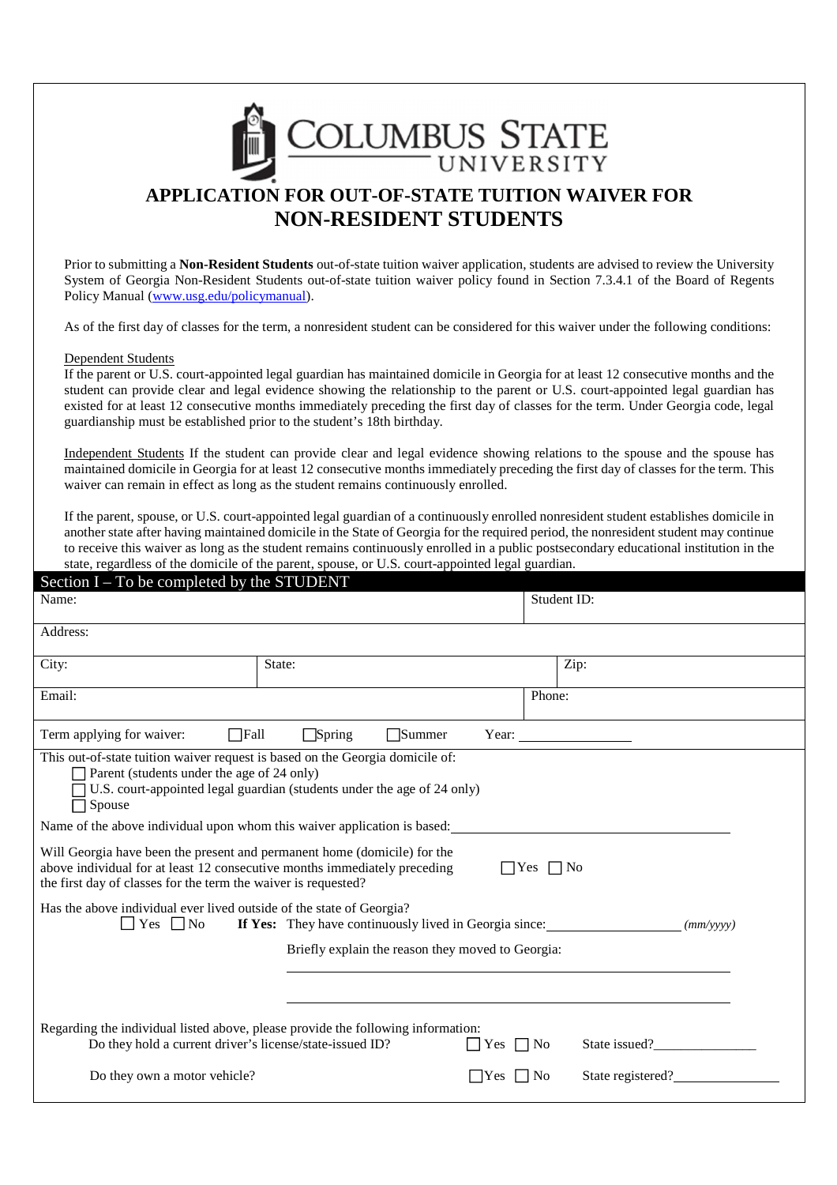# COLUMBUS STATE UNIVERSITY

## APPLICATION FOR OUT-OF-STATE TUITION WAIVER FOR NON-RESIDENT STUDENTS

Prior to submitting a **Non-Resident Students** out-of-state tuition waiver application, students are advised to review the University System of Georgia Non-Resident Students out-of-state tuition waiver policy found in Section 7.3.4.1 of the Board of Regents Policy Manual (www.usg.edu/policymanual).

As of the first day of classes for the term, a nonresident student can be considered for this waiver under the following conditions:

Dependent Students
If the parent or U.S. court-appointed legal guardian has maintained domicile in Georgia for at least 12 consecutive months and the student can provide clear and legal evidence showing the relationship to the parent or U.S. court-appointed legal guardian has existed for at least 12 consecutive months immediately preceding the first day of classes for the term. Under Georgia code, legal guardianship must be established prior to the student's 18th birthday.

Independent Students If the student can provide clear and legal evidence showing relations to the spouse and the spouse has maintained domicile in Georgia for at least 12 consecutive months immediately preceding the first day of classes for the term. This waiver can remain in effect as long as the student remains continuously enrolled.

If the parent, spouse, or U.S. court-appointed legal guardian of a continuously enrolled nonresident student establishes domicile in another state after having maintained domicile in the State of Georgia for the required period, the nonresident student may continue to receive this waiver as long as the student remains continuously enrolled in a public postsecondary educational institution in the state, regardless of the domicile of the parent, spouse, or U.S. court-appointed legal guardian.

### Section I – To be completed by the STUDENT

| Name: | | Student ID: |
|---|---|---|
| Address: | | |
| City: | State: | Zip: |
| Email: | | Phone: |

Term applying for waiver: ☐ Fall ☐ Spring ☐ Summer Year: ____________

This out-of-state tuition waiver request is based on the Georgia domicile of:
☐ Parent (students under the age of 24 only)
☐ U.S. court-appointed legal guardian (students under the age of 24 only)
☐ Spouse

Name of the above individual upon whom this waiver application is based: ______________________________

Will Georgia have been the present and permanent home (domicile) for the above individual for at least 12 consecutive months immediately preceding the first day of classes for the term the waiver is requested? ☐ Yes ☐ No

Has the above individual ever lived outside of the state of Georgia?
☐ Yes ☐ No **If Yes:** They have continuously lived in Georgia since: ______________ *(mm/yyyy)*

Briefly explain the reason they moved to Georgia:
______________________________
______________________________

Regarding the individual listed above, please provide the following information:

Do they hold a current driver's license/state-issued ID? ☐ Yes ☐ No State issued? ____________

Do they own a motor vehicle? ☐ Yes ☐ No State registered? ____________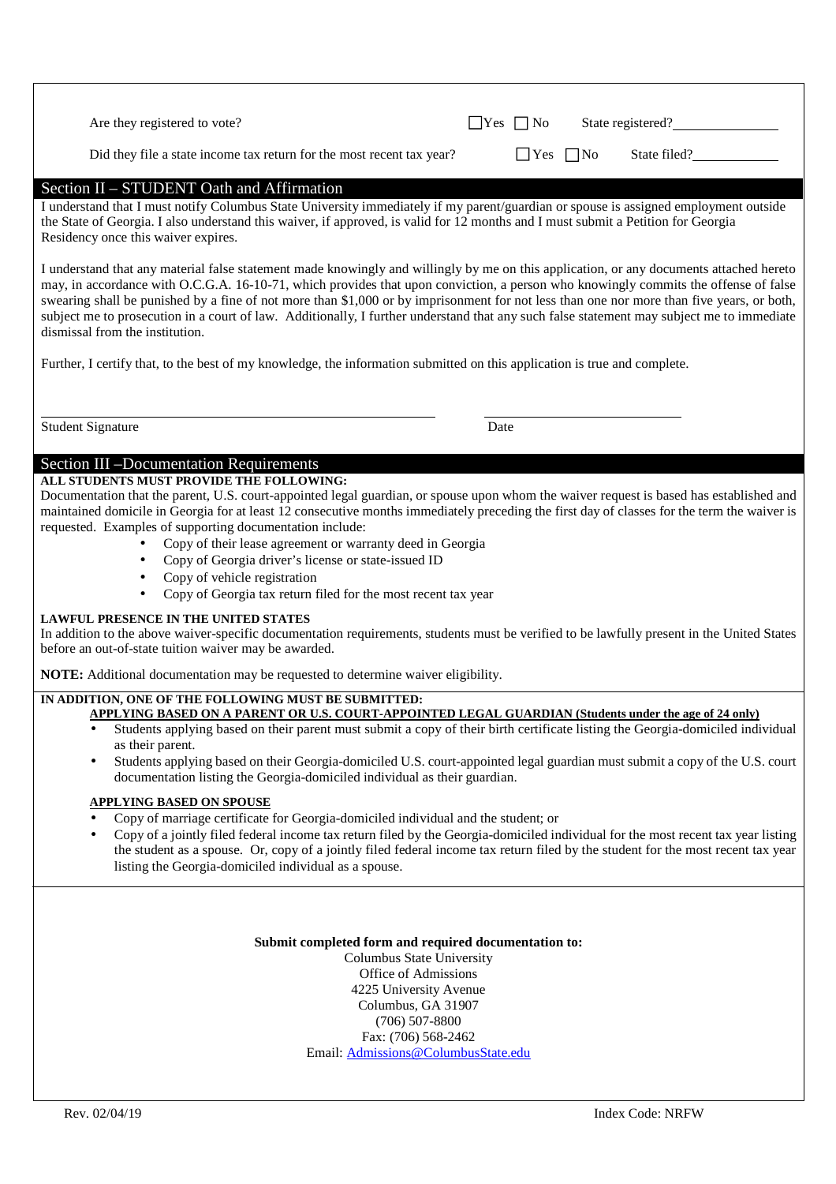Are they registered to vote? ☐ Yes ☐ No State registered?______________

Did they file a state income tax return for the most recent tax year? ☐ Yes ☐ No State filed?____________

## Section II – STUDENT Oath and Affirmation

I understand that I must notify Columbus State University immediately if my parent/guardian or spouse is assigned employment outside the State of Georgia. I also understand this waiver, if approved, is valid for 12 months and I must submit a Petition for Georgia Residency once this waiver expires.

I understand that any material false statement made knowingly and willingly by me on this application, or any documents attached hereto may, in accordance with O.C.G.A. 16-10-71, which provides that upon conviction, a person who knowingly commits the offense of false swearing shall be punished by a fine of not more than $1,000 or by imprisonment for not less than one nor more than five years, or both, subject me to prosecution in a court of law. Additionally, I further understand that any such false statement may subject me to immediate dismissal from the institution.

Further, I certify that, to the best of my knowledge, the information submitted on this application is true and complete.

_______________________________________ _______________________

Student Signature Date

## Section III –Documentation Requirements

**ALL STUDENTS MUST PROVIDE THE FOLLOWING:**

Documentation that the parent, U.S. court-appointed legal guardian, or spouse upon whom the waiver request is based has established and maintained domicile in Georgia for at least 12 consecutive months immediately preceding the first day of classes for the term the waiver is requested. Examples of supporting documentation include:

- Copy of their lease agreement or warranty deed in Georgia
- Copy of Georgia driver's license or state-issued ID
- Copy of vehicle registration
- Copy of Georgia tax return filed for the most recent tax year

**LAWFUL PRESENCE IN THE UNITED STATES**

In addition to the above waiver-specific documentation requirements, students must be verified to be lawfully present in the United States before an out-of-state tuition waiver may be awarded.

**NOTE:** Additional documentation may be requested to determine waiver eligibility.

**IN ADDITION, ONE OF THE FOLLOWING MUST BE SUBMITTED:**

**APPLYING BASED ON A PARENT OR U.S. COURT-APPOINTED LEGAL GUARDIAN (Students under the age of 24 only)**

- Students applying based on their parent must submit a copy of their birth certificate listing the Georgia-domiciled individual as their parent.
- Students applying based on their Georgia-domiciled U.S. court-appointed legal guardian must submit a copy of the U.S. court documentation listing the Georgia-domiciled individual as their guardian.

**APPLYING BASED ON SPOUSE**

- Copy of marriage certificate for Georgia-domiciled individual and the student; or
- Copy of a jointly filed federal income tax return filed by the Georgia-domiciled individual for the most recent tax year listing the student as a spouse. Or, copy of a jointly filed federal income tax return filed by the student for the most recent tax year listing the Georgia-domiciled individual as a spouse.

**Submit completed form and required documentation to:**

Columbus State University
Office of Admissions
4225 University Avenue
Columbus, GA 31907
(706) 507-8800
Fax: (706) 568-2462
Email: Admissions@ColumbusState.edu

Rev. 02/04/19 Index Code: NRFW